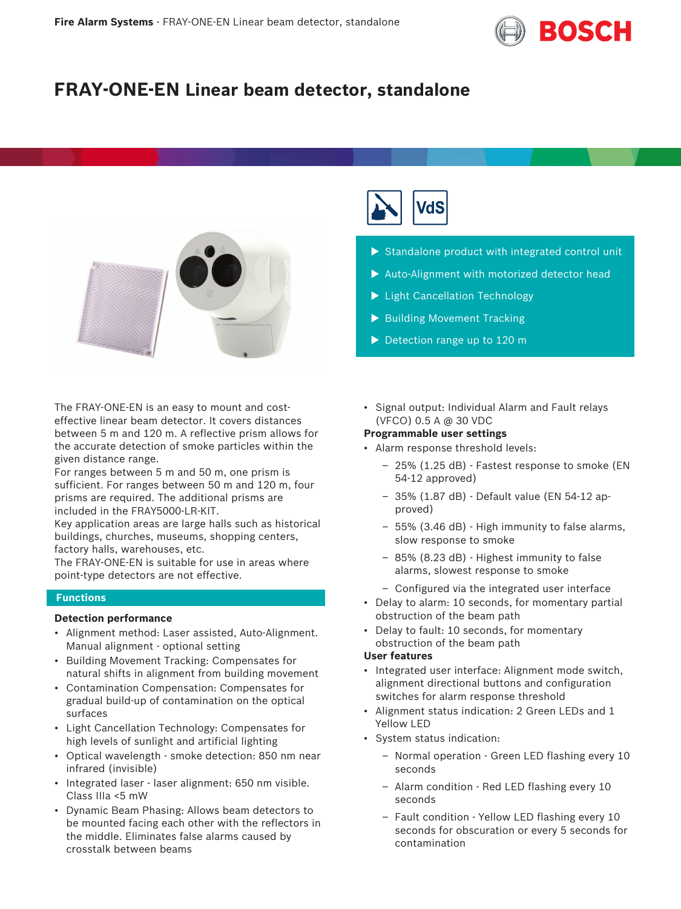# FRAY-ONE-EN Linear beam detector, standalone

- Standalone product with integrated control unit
- Auto-Alignment with motorized detector head
- Light Cancellation Technology
- Building Movement Tracking
- Detection range up to 120 m

The FRAY-ONE-EN is an easy to mount and cost-effective linear beam detector. It covers distances between 5 m and 120 m. A reflective prism allows for the accurate detection of smoke particles within the given distance range.
For ranges between 5 m and 50 m, one prism is sufficient. For ranges between 50 m and 120 m, four prisms are required. The additional prisms are included in the FRAY5000-LR-KIT.
Key application areas are large halls such as historical buildings, churches, museums, shopping centers, factory halls, warehouses, etc.
The FRAY-ONE-EN is suitable for use in areas where point-type detectors are not effective.

## Functions

### Detection performance

- Alignment method: Laser assisted, Auto-Alignment. Manual alignment - optional setting
- Building Movement Tracking: Compensates for natural shifts in alignment from building movement
- Contamination Compensation: Compensates for gradual build-up of contamination on the optical surfaces
- Light Cancellation Technology: Compensates for high levels of sunlight and artificial lighting
- Optical wavelength - smoke detection: 850 nm near infrared (invisible)
- Integrated laser - laser alignment: 650 nm visible. Class IIIa <5 mW
- Dynamic Beam Phasing: Allows beam detectors to be mounted facing each other with the reflectors in the middle. Eliminates false alarms caused by crosstalk between beams
- Signal output: Individual Alarm and Fault relays (VFCO) 0.5 A @ 30 VDC

### Programmable user settings

- Alarm response threshold levels:
  - 25% (1.25 dB) - Fastest response to smoke (EN 54-12 approved)
  - 35% (1.87 dB) - Default value (EN 54-12 approved)
  - 55% (3.46 dB) - High immunity to false alarms, slow response to smoke
  - 85% (8.23 dB) - Highest immunity to false alarms, slowest response to smoke
  - Configured via the integrated user interface
- Delay to alarm: 10 seconds, for momentary partial obstruction of the beam path
- Delay to fault: 10 seconds, for momentary obstruction of the beam path

### User features

- Integrated user interface: Alignment mode switch, alignment directional buttons and configuration switches for alarm response threshold
- Alignment status indication: 2 Green LEDs and 1 Yellow LED
- System status indication:
  - Normal operation - Green LED flashing every 10 seconds
  - Alarm condition - Red LED flashing every 10 seconds
  - Fault condition - Yellow LED flashing every 10 seconds for obscuration or every 5 seconds for contamination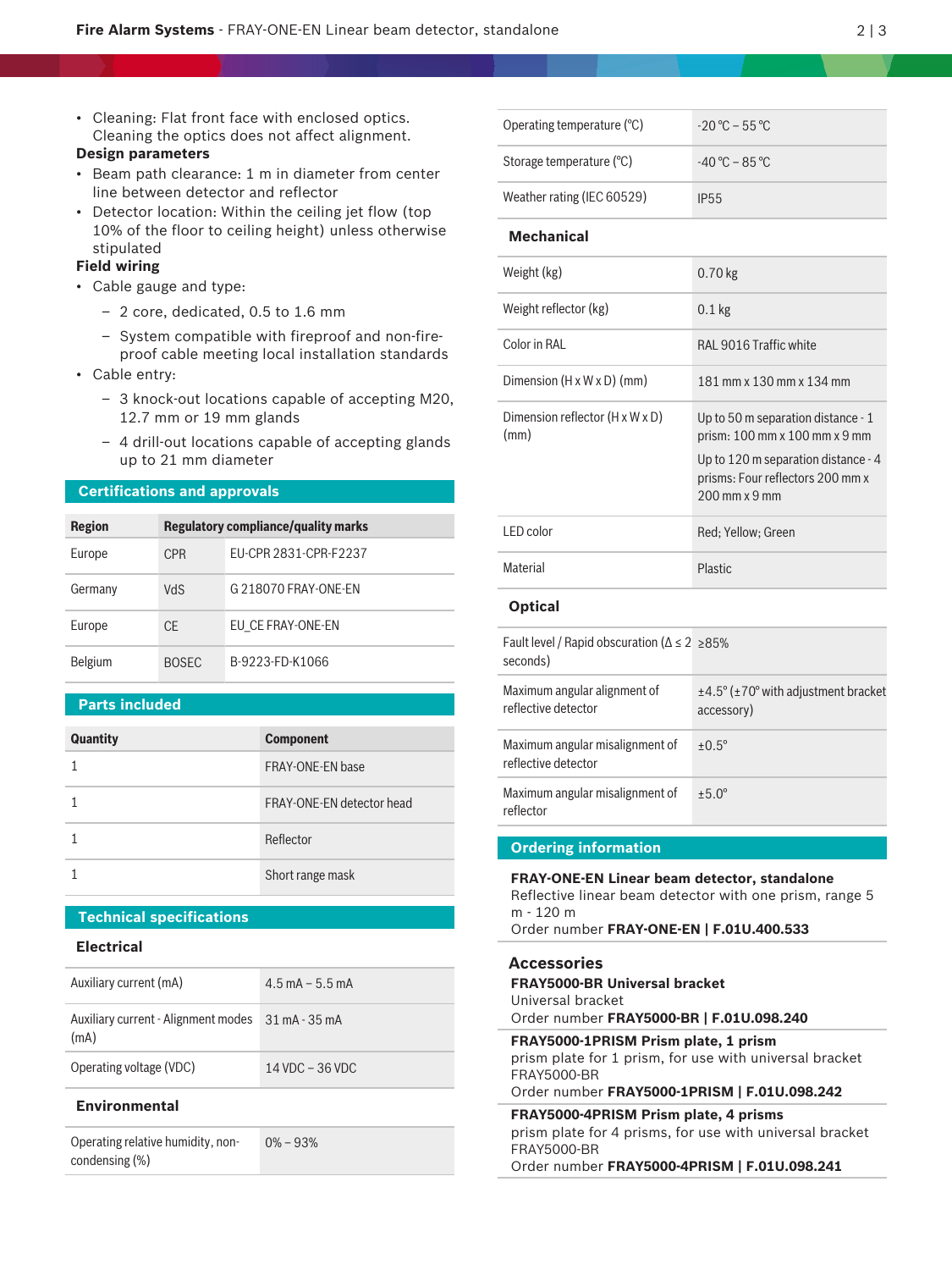- Cleaning: Flat front face with enclosed optics. Cleaning the optics does not affect alignment.

**Design parameters**

- Beam path clearance: 1 m in diameter from center line between detector and reflector
- Detector location: Within the ceiling jet flow (top 10% of the floor to ceiling height) unless otherwise stipulated

**Field wiring**

- Cable gauge and type:
  - 2 core, dedicated, 0.5 to 1.6 mm
  - System compatible with fireproof and non-fireproof cable meeting local installation standards
- Cable entry:
  - 3 knock-out locations capable of accepting M20, 12.7 mm or 19 mm glands
  - 4 drill-out locations capable of accepting glands up to 21 mm diameter

## Certifications and approvals

| Region | Regulatory compliance/quality marks | |
|---|---|---|
| Europe | CPR | EU-CPR 2831-CPR-F2237 |
| Germany | VdS | G 218070 FRAY-ONE-EN |
| Europe | CE | EU_CE FRAY-ONE-EN |
| Belgium | BOSEC | B-9223-FD-K1066 |

## Parts included

| Quantity | Component |
|---|---|
| 1 | FRAY-ONE-EN base |
| 1 | FRAY-ONE-EN detector head |
| 1 | Reflector |
| 1 | Short range mask |

## Technical specifications

### Electrical

| | |
|---|---|
| Auxiliary current (mA) | 4.5 mA – 5.5 mA |
| Auxiliary current - Alignment modes (mA) | 31 mA - 35 mA |
| Operating voltage (VDC) | 14 VDC – 36 VDC |

### Environmental

| | |
|---|---|
| Operating relative humidity, non-condensing (%) | 0% – 93% |
| Operating temperature (°C) | -20 °C – 55 °C |
| Storage temperature (°C) | -40 °C – 85 °C |
| Weather rating (IEC 60529) | IP55 |

### Mechanical

| | |
|---|---|
| Weight (kg) | 0.70 kg |
| Weight reflector (kg) | 0.1 kg |
| Color in RAL | RAL 9016 Traffic white |
| Dimension (H x W x D) (mm) | 181 mm x 130 mm x 134 mm |
| Dimension reflector (H x W x D) (mm) | Up to 50 m separation distance - 1 prism: 100 mm x 100 mm x 9 mm<br>Up to 120 m separation distance - 4 prisms: Four reflectors 200 mm x 200 mm x 9 mm |
| LED color | Red; Yellow; Green |
| Material | Plastic |

### Optical

| | |
|---|---|
| Fault level / Rapid obscuration (Δ ≤ 2 seconds) | ≥85% |
| Maximum angular alignment of reflective detector | ±4.5° (±70° with adjustment bracket accessory) |
| Maximum angular misalignment of reflective detector | ±0.5° |
| Maximum angular misalignment of reflector | ±5.0° |

## Ordering information

**FRAY-ONE-EN Linear beam detector, standalone**
Reflective linear beam detector with one prism, range 5 m - 120 m
Order number **FRAY-ONE-EN | F.01U.400.533**

### Accessories

**FRAY5000-BR Universal bracket**
Universal bracket
Order number **FRAY5000-BR | F.01U.098.240**

**FRAY5000-1PRISM Prism plate, 1 prism**
prism plate for 1 prism, for use with universal bracket FRAY5000-BR
Order number **FRAY5000-1PRISM | F.01U.098.242**

**FRAY5000-4PRISM Prism plate, 4 prisms**
prism plate for 4 prisms, for use with universal bracket FRAY5000-BR
Order number **FRAY5000-4PRISM | F.01U.098.241**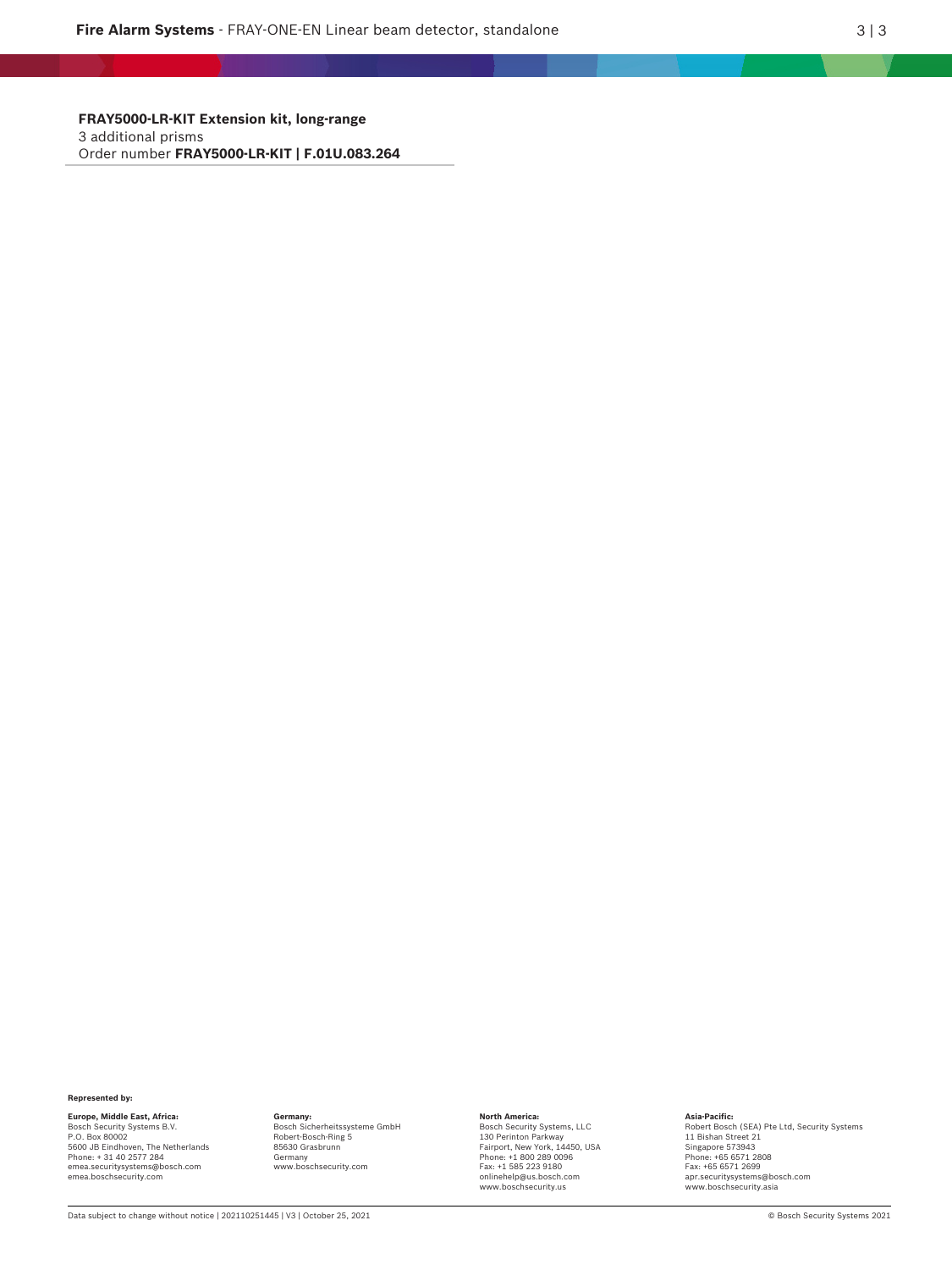**FRAY5000-LR-KIT Extension kit, long-range**
3 additional prisms
Order number **FRAY5000-LR-KIT | F.01U.083.264**

**Represented by:**

**Europe, Middle East, Africa:**
Bosch Security Systems B.V.
P.O. Box 80002
5600 JB Eindhoven, The Netherlands
Phone: + 31 40 2577 284
emea.securitysystems@bosch.com
emea.boschsecurity.com

**Germany:**
Bosch Sicherheitssysteme GmbH
Robert-Bosch-Ring 5
85630 Grasbrunn
Germany
www.boschsecurity.com

**North America:**
Bosch Security Systems, LLC
130 Perinton Parkway
Fairport, New York, 14450, USA
Phone: +1 800 289 0096
Fax: +1 585 223 9180
onlinehelp@us.bosch.com
www.boschsecurity.us

**Asia-Pacific:**
Robert Bosch (SEA) Pte Ltd, Security Systems
11 Bishan Street 21
Singapore 573943
Phone: +65 6571 2808
Fax: +65 6571 2699
apr.securitysystems@bosch.com
www.boschsecurity.asia

Data subject to change without notice | 202110251445 | V3 | October 25, 2021

© Bosch Security Systems 2021